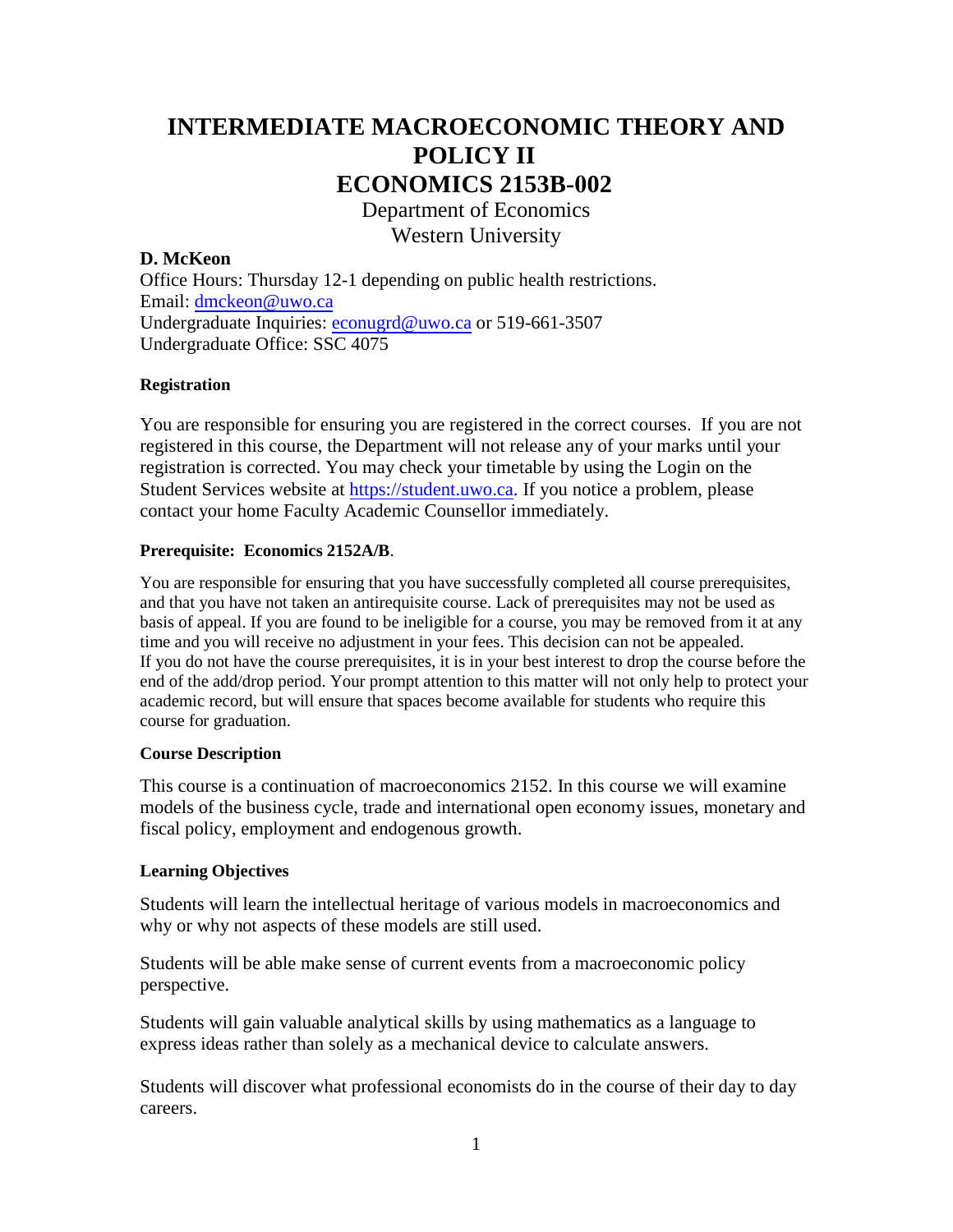# INTERMEDIATE MACROECONOMIC THEORY AND POLICY II
# ECONOMICS 2153B-002

Department of Economics
Western University

**D. McKeon**
Office Hours: Thursday 12-1 depending on public health restrictions.
Email: dmckeon@uwo.ca
Undergraduate Inquiries: econugrd@uwo.ca or 519-661-3507
Undergraduate Office: SSC 4075

#### Registration

You are responsible for ensuring you are registered in the correct courses. If you are not registered in this course, the Department will not release any of your marks until your registration is corrected. You may check your timetable by using the Login on the Student Services website at https://student.uwo.ca. If you notice a problem, please contact your home Faculty Academic Counsellor immediately.

#### Prerequisite: Economics 2152A/B.

You are responsible for ensuring that you have successfully completed all course prerequisites, and that you have not taken an antirequisite course. Lack of prerequisites may not be used as basis of appeal. If you are found to be ineligible for a course, you may be removed from it at any time and you will receive no adjustment in your fees. This decision can not be appealed.
If you do not have the course prerequisites, it is in your best interest to drop the course before the end of the add/drop period. Your prompt attention to this matter will not only help to protect your academic record, but will ensure that spaces become available for students who require this course for graduation.

#### Course Description

This course is a continuation of macroeconomics 2152. In this course we will examine models of the business cycle, trade and international open economy issues, monetary and fiscal policy, employment and endogenous growth.

#### Learning Objectives

Students will learn the intellectual heritage of various models in macroeconomics and why or why not aspects of these models are still used.

Students will be able make sense of current events from a macroeconomic policy perspective.

Students will gain valuable analytical skills by using mathematics as a language to express ideas rather than solely as a mechanical device to calculate answers.

Students will discover what professional economists do in the course of their day to day careers.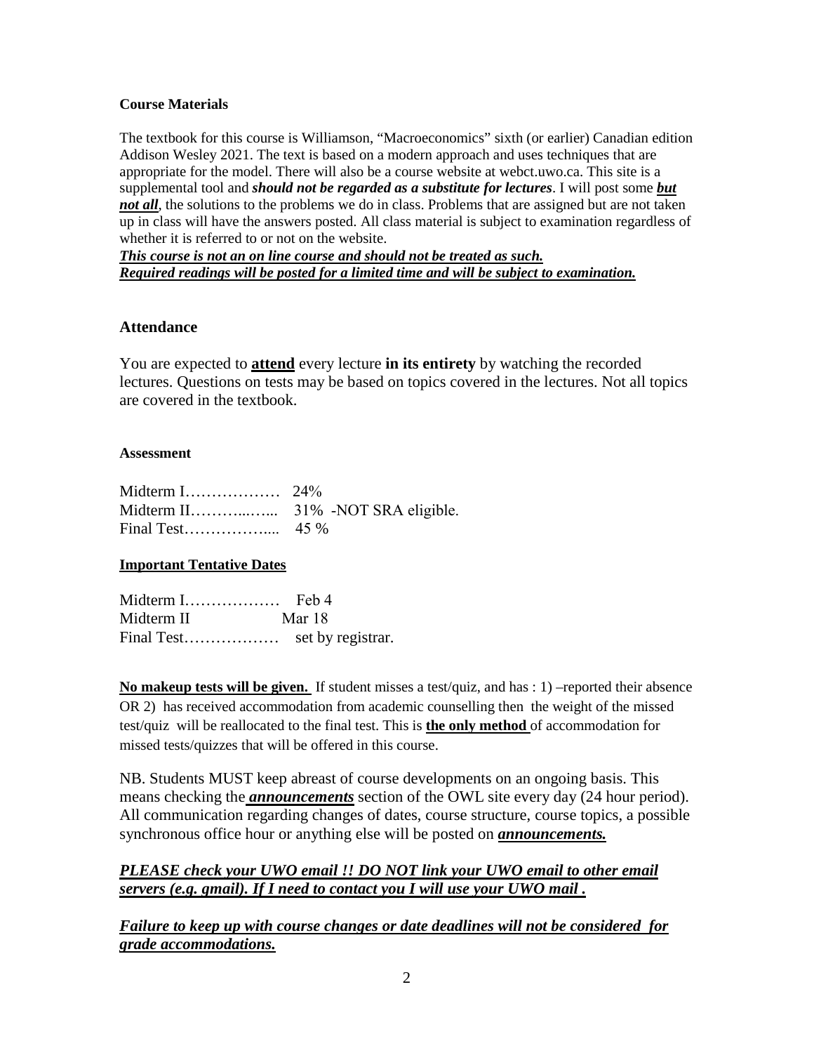**Course Materials**

The textbook for this course is Williamson, "Macroeconomics" sixth (or earlier) Canadian edition Addison Wesley 2021. The text is based on a modern approach and uses techniques that are appropriate for the model. There will also be a course website at webct.uwo.ca. This site is a supplemental tool and ***should not be regarded as a substitute for lectures***. I will post some ***<u>but not all</u>***, the solutions to the problems we do in class. Problems that are assigned but are not taken up in class will have the answers posted. All class material is subject to examination regardless of whether it is referred to or not on the website.
***<u>This course is not an on line course and should not be treated as such.</u>***
***<u>Required readings will be posted for a limited time and will be subject to examination.</u>***

## Attendance

You are expected to **<u>attend</u>** every lecture **in its entirety** by watching the recorded lectures. Questions on tests may be based on topics covered in the lectures. Not all topics are covered in the textbook.

**Assessment**

Midterm I……………… 24%
Midterm II………...….. 31% -NOT SRA eligible.
Final Test……………..... 45 %

**<u>Important Tentative Dates</u>**

Midterm I……………… Feb 4
Midterm II Mar 18
Final Test……………… set by registrar.

**<u>No makeup tests will be given.</u>** If student misses a test/quiz, and has : 1) –reported their absence OR 2) has received accommodation from academic counselling then the weight of the missed test/quiz will be reallocated to the final test. This is **<u>the only method</u>** of accommodation for missed tests/quizzes that will be offered in this course.

NB. Students MUST keep abreast of course developments on an ongoing basis. This means checking the ***<u>announcements</u>*** section of the OWL site every day (24 hour period). All communication regarding changes of dates, course structure, course topics, a possible synchronous office hour or anything else will be posted on ***<u>announcements.</u>***

***<u>PLEASE check your UWO email !! DO NOT link your UWO email to other email servers (e.g. gmail). If I need to contact you I will use your UWO mail .</u>***

***<u>Failure to keep up with course changes or date deadlines will not be considered for grade accommodations.</u>***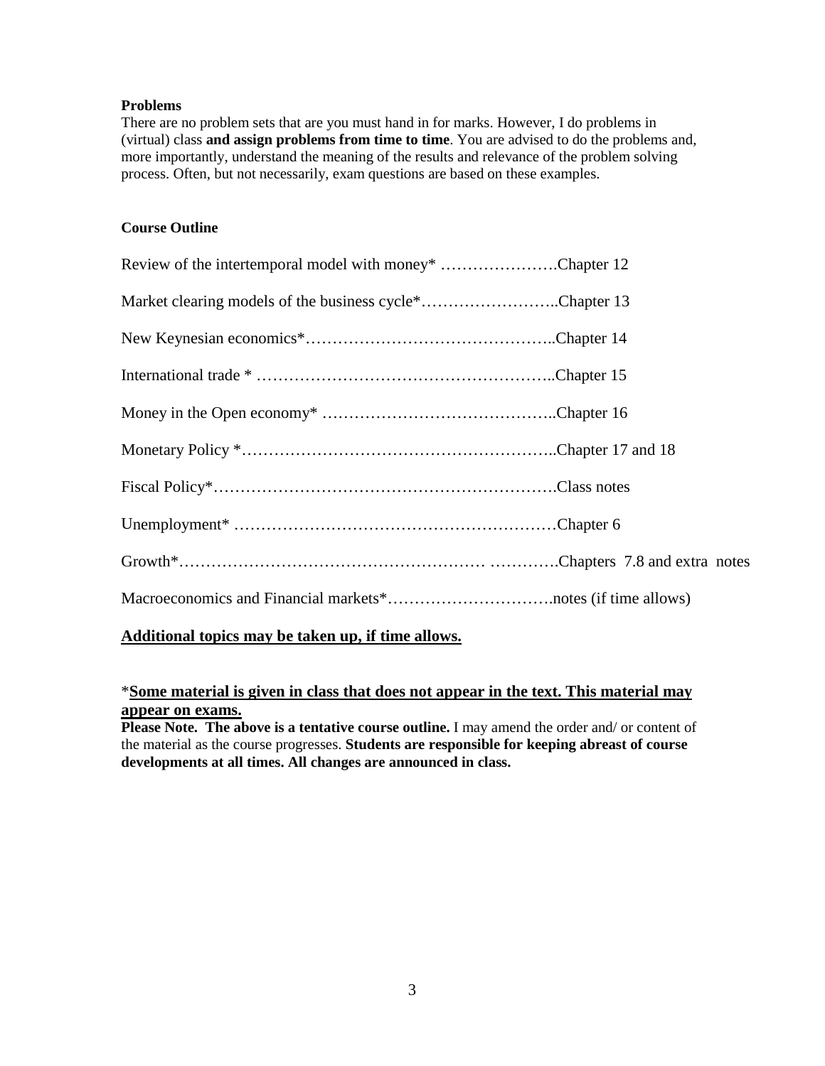**Problems**

There are no problem sets that are you must hand in for marks. However, I do problems in (virtual) class **and assign problems from time to time**. You are advised to do the problems and, more importantly, understand the meaning of the results and relevance of the problem solving process. Often, but not necessarily, exam questions are based on these examples.

**Course Outline**

Review of the intertemporal model with money* ………………….Chapter 12

Market clearing models of the business cycle*……………………..Chapter 13

New Keynesian economics*………………………………………..Chapter 14

International trade * ………………………………………………..Chapter 15

Money in the Open economy* ……………………………………..Chapter 16

Monetary Policy *…………………………………………………..Chapter 17 and 18

Fiscal Policy*……………………………………………………….Class notes

Unemployment* ……………………………………………………Chapter 6

Growth*……………………………………………… ………….Chapters 7.8 and extra notes

Macroeconomics and Financial markets*………………………….notes (if time allows)

**<u>Additional topics may be taken up, if time allows.</u>**

*<u>**Some material is given in class that does not appear in the text. This material may appear on exams.**</u>

**Please Note. The above is a tentative course outline.** I may amend the order and/ or content of the material as the course progresses. **Students are responsible for keeping abreast of course developments at all times. All changes are announced in class.**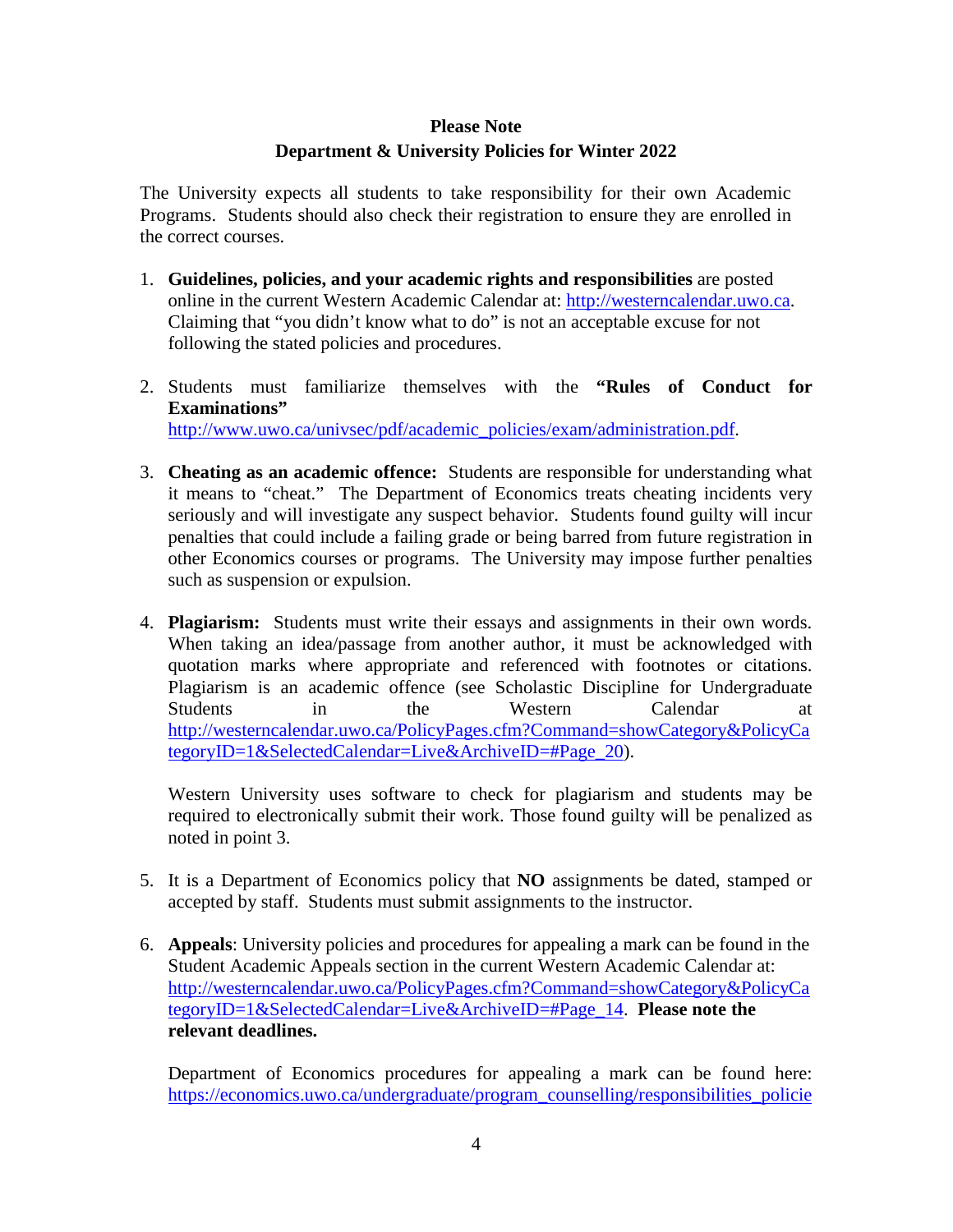**Please Note**

**Department & University Policies for Winter 2022**

The University expects all students to take responsibility for their own Academic Programs. Students should also check their registration to ensure they are enrolled in the correct courses.

1. **Guidelines, policies, and your academic rights and responsibilities** are posted online in the current Western Academic Calendar at: http://westerncalendar.uwo.ca. Claiming that "you didn't know what to do" is not an acceptable excuse for not following the stated policies and procedures.

2. Students must familiarize themselves with the **"Rules of Conduct for Examinations"** http://www.uwo.ca/univsec/pdf/academic_policies/exam/administration.pdf.

3. **Cheating as an academic offence:** Students are responsible for understanding what it means to "cheat." The Department of Economics treats cheating incidents very seriously and will investigate any suspect behavior. Students found guilty will incur penalties that could include a failing grade or being barred from future registration in other Economics courses or programs. The University may impose further penalties such as suspension or expulsion.

4. **Plagiarism:** Students must write their essays and assignments in their own words. When taking an idea/passage from another author, it must be acknowledged with quotation marks where appropriate and referenced with footnotes or citations. Plagiarism is an academic offence (see Scholastic Discipline for Undergraduate Students in the Western Calendar at http://westerncalendar.uwo.ca/PolicyPages.cfm?Command=showCategory&PolicyCategoryID=1&SelectedCalendar=Live&ArchiveID=#Page_20).

   Western University uses software to check for plagiarism and students may be required to electronically submit their work. Those found guilty will be penalized as noted in point 3.

5. It is a Department of Economics policy that **NO** assignments be dated, stamped or accepted by staff. Students must submit assignments to the instructor.

6. **Appeals**: University policies and procedures for appealing a mark can be found in the Student Academic Appeals section in the current Western Academic Calendar at: http://westerncalendar.uwo.ca/PolicyPages.cfm?Command=showCategory&PolicyCategoryID=1&SelectedCalendar=Live&ArchiveID=#Page_14. **Please note the relevant deadlines.**

   Department of Economics procedures for appealing a mark can be found here: https://economics.uwo.ca/undergraduate/program_counselling/responsibilities_policie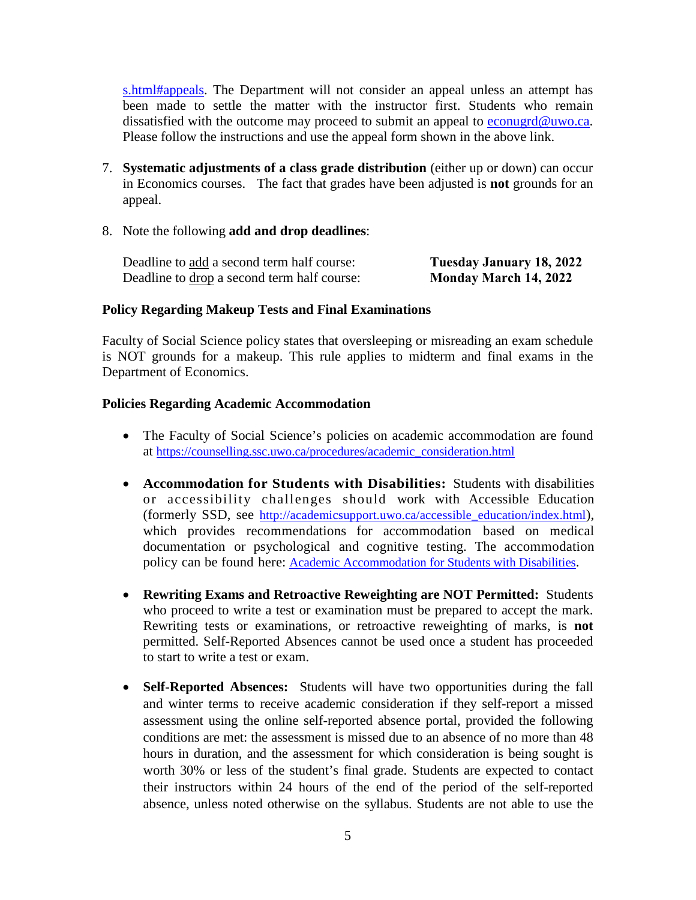s.html#appeals. The Department will not consider an appeal unless an attempt has been made to settle the matter with the instructor first. Students who remain dissatisfied with the outcome may proceed to submit an appeal to econugrd@uwo.ca. Please follow the instructions and use the appeal form shown in the above link.

7. **Systematic adjustments of a class grade distribution** (either up or down) can occur in Economics courses. The fact that grades have been adjusted is **not** grounds for an appeal.

8. Note the following **add and drop deadlines**:

   | | |
   |---|---|
   | Deadline to add a second term half course: | **Tuesday January 18, 2022** |
   | Deadline to drop a second term half course: | **Monday March 14, 2022** |

**Policy Regarding Makeup Tests and Final Examinations**

Faculty of Social Science policy states that oversleeping or misreading an exam schedule is NOT grounds for a makeup. This rule applies to midterm and final exams in the Department of Economics.

**Policies Regarding Academic Accommodation**

- The Faculty of Social Science's policies on academic accommodation are found at https://counselling.ssc.uwo.ca/procedures/academic_consideration.html

- **Accommodation for Students with Disabilities:** Students with disabilities or accessibility challenges should work with Accessible Education (formerly SSD, see http://academicsupport.uwo.ca/accessible_education/index.html), which provides recommendations for accommodation based on medical documentation or psychological and cognitive testing. The accommodation policy can be found here: Academic Accommodation for Students with Disabilities.

- **Rewriting Exams and Retroactive Reweighting are NOT Permitted:** Students who proceed to write a test or examination must be prepared to accept the mark. Rewriting tests or examinations, or retroactive reweighting of marks, is **not** permitted. Self-Reported Absences cannot be used once a student has proceeded to start to write a test or exam.

- **Self-Reported Absences:** Students will have two opportunities during the fall and winter terms to receive academic consideration if they self-report a missed assessment using the online self-reported absence portal, provided the following conditions are met: the assessment is missed due to an absence of no more than 48 hours in duration, and the assessment for which consideration is being sought is worth 30% or less of the student's final grade. Students are expected to contact their instructors within 24 hours of the end of the period of the self-reported absence, unless noted otherwise on the syllabus. Students are not able to use the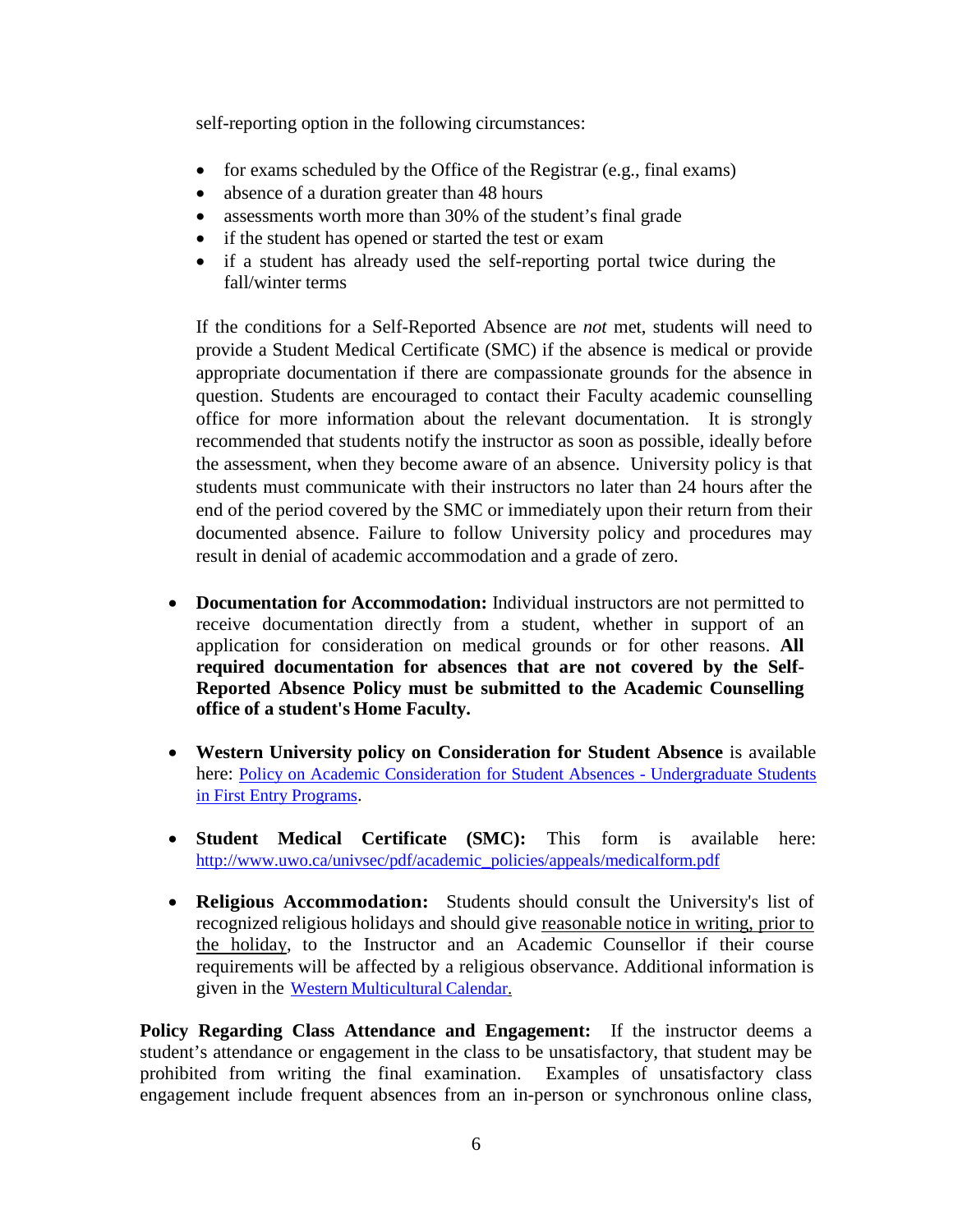self-reporting option in the following circumstances:

- for exams scheduled by the Office of the Registrar (e.g., final exams)
- absence of a duration greater than 48 hours
- assessments worth more than 30% of the student's final grade
- if the student has opened or started the test or exam
- if a student has already used the self-reporting portal twice during the fall/winter terms

If the conditions for a Self-Reported Absence are *not* met, students will need to provide a Student Medical Certificate (SMC) if the absence is medical or provide appropriate documentation if there are compassionate grounds for the absence in question. Students are encouraged to contact their Faculty academic counselling office for more information about the relevant documentation. It is strongly recommended that students notify the instructor as soon as possible, ideally before the assessment, when they become aware of an absence. University policy is that students must communicate with their instructors no later than 24 hours after the end of the period covered by the SMC or immediately upon their return from their documented absence. Failure to follow University policy and procedures may result in denial of academic accommodation and a grade of zero.

- **Documentation for Accommodation:** Individual instructors are not permitted to receive documentation directly from a student, whether in support of an application for consideration on medical grounds or for other reasons. **All required documentation for absences that are not covered by the Self-Reported Absence Policy must be submitted to the Academic Counselling office of a student's Home Faculty.**

- **Western University policy on Consideration for Student Absence** is available here: [Policy on Academic Consideration for Student Absences - Undergraduate Students in First Entry Programs](). 

- **Student Medical Certificate (SMC):** This form is available here: http://www.uwo.ca/univsec/pdf/academic_policies/appeals/medicalform.pdf

- **Religious Accommodation:** Students should consult the University's list of recognized religious holidays and should give reasonable notice in writing, prior to the holiday, to the Instructor and an Academic Counsellor if their course requirements will be affected by a religious observance. Additional information is given in the [Western Multicultural Calendar]().

**Policy Regarding Class Attendance and Engagement:** If the instructor deems a student's attendance or engagement in the class to be unsatisfactory, that student may be prohibited from writing the final examination. Examples of unsatisfactory class engagement include frequent absences from an in-person or synchronous online class,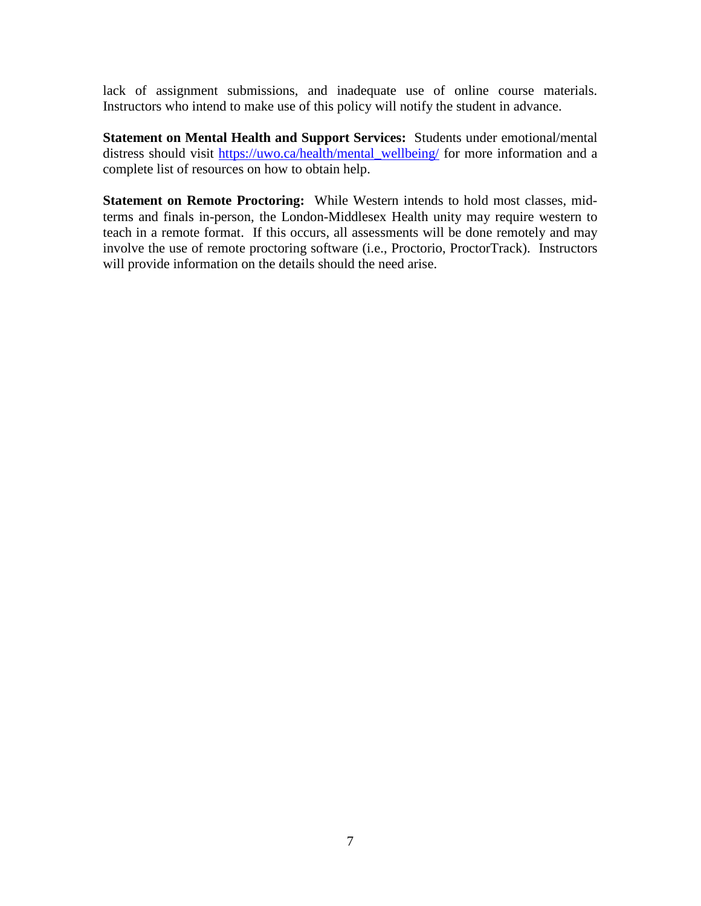lack of assignment submissions, and inadequate use of online course materials. Instructors who intend to make use of this policy will notify the student in advance.

**Statement on Mental Health and Support Services:** Students under emotional/mental distress should visit https://uwo.ca/health/mental_wellbeing/ for more information and a complete list of resources on how to obtain help.

**Statement on Remote Proctoring:** While Western intends to hold most classes, mid-terms and finals in-person, the London-Middlesex Health unity may require western to teach in a remote format. If this occurs, all assessments will be done remotely and may involve the use of remote proctoring software (i.e., Proctorio, ProctorTrack). Instructors will provide information on the details should the need arise.